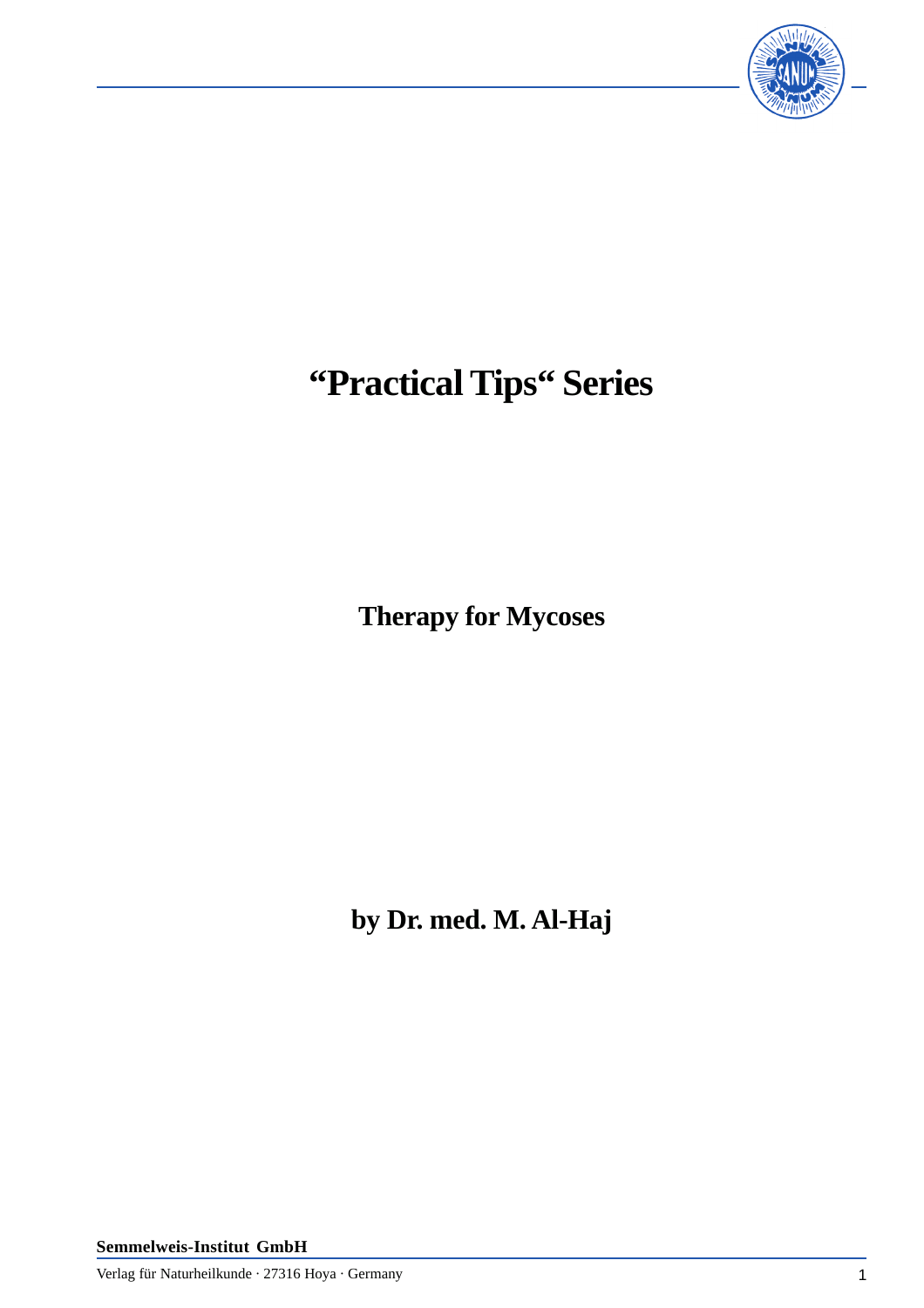# "Practical Tips" Series

## Therapy for Mycoses

**by Dr. med. M. Al-Haj**

**Semmelweis-Institut GmbH**

Verlag für Naturheilkunde · 27316 Hoya · Germany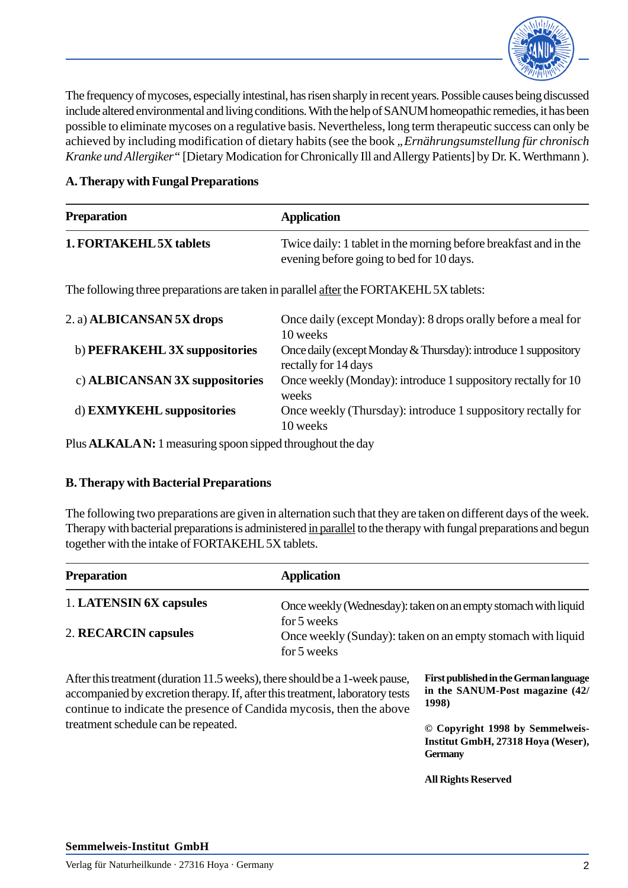The frequency of mycoses, especially intestinal, has risen sharply in recent years. Possible causes being discussed include altered environmental and living conditions. With the help of SANUM homeopathic remedies, it has been possible to eliminate mycoses on a regulative basis. Nevertheless, long term therapeutic success can only be achieved by including modification of dietary habits (see the book *„Ernährungsumstellung für chronisch Kranke und Allergiker“* [Dietary Modication for Chronically Ill and Allergy Patients] by Dr. K. Werthmann ).

**A. Therapy with Fungal Preparations**

| Preparation | Application |
|---|---|
| **1. FORTAKEHL 5X tablets** | Twice daily: 1 tablet in the morning before breakfast and in the evening before going to bed for 10 days. |

The following three preparations are taken in parallel <u>after</u> the FORTAKEHL 5X tablets:

| | |
|---|---|
| 2. a) **ALBICANSAN 5X drops** | Once daily (except Monday): 8 drops orally before a meal for 10 weeks |
| b) **PEFRAKEHL 3X suppositories** | Once daily (except Monday & Thursday): introduce 1 suppository rectally for 14 days |
| c) **ALBICANSAN 3X suppositories** | Once weekly (Monday): introduce 1 suppository rectally for 10 weeks |
| d) **EXMYKEHL suppositories** | Once weekly (Thursday): introduce 1 suppository rectally for 10 weeks |

Plus **ALKALA N:** 1 measuring spoon sipped throughout the day

**B. Therapy with Bacterial Preparations**

The following two preparations are given in alternation such that they are taken on different days of the week. Therapy with bacterial preparations is administered <u>in parallel</u> to the therapy with fungal preparations and begun together with the intake of FORTAKEHL 5X tablets.

| Preparation | Application |
|---|---|
| 1. **LATENSIN 6X capsules** | Once weekly (Wednesday): taken on an empty stomach with liquid for 5 weeks |
| 2. **RECARCIN capsules** | Once weekly (Sunday): taken on an empty stomach with liquid for 5 weeks |

After this treatment (duration 11.5 weeks), there should be a 1-week pause, accompanied by excretion therapy. If, after this treatment, laboratory tests continue to indicate the presence of Candida mycosis, then the above treatment schedule can be repeated.

**First published in the German language in the SANUM-Post magazine (42/ 1998)**

**© Copyright 1998 by Semmelweis-Institut GmbH, 27318 Hoya (Weser), Germany**

**All Rights Reserved**

**Semmelweis-Institut GmbH**

Verlag für Naturheilkunde · 27316 Hoya · Germany